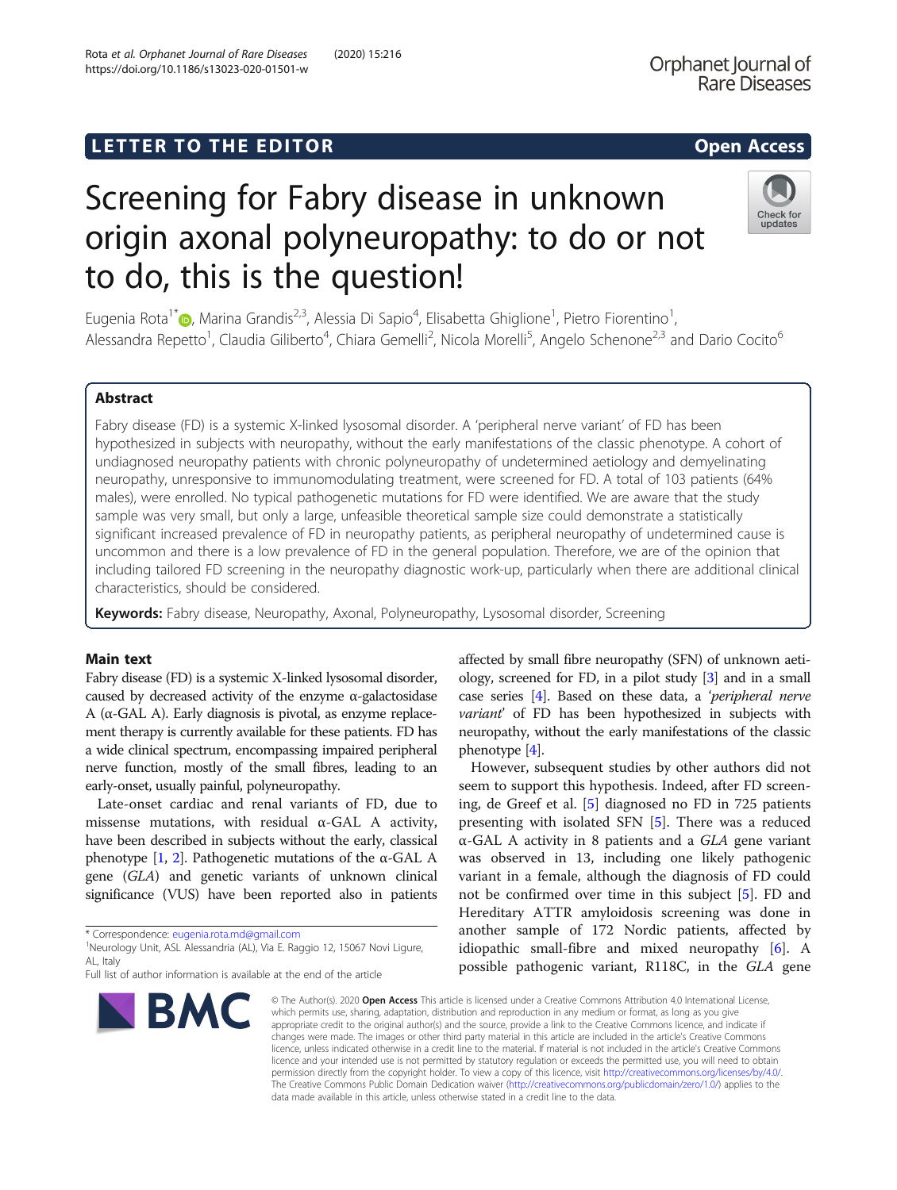LETTER TO THE EDITOR

Open Access

# Screening for Fabry disease in unknown origin axonal polyneuropathy: to do or not to do, this is the question!

Eugenia Rota[1*], Marina Grandis[2,3], Alessia Di Sapio[4], Elisabetta Ghiglione[1], Pietro Fiorentino[1], Alessandra Repetto[1], Claudia Giliberto[4], Chiara Gemelli[2], Nicola Morelli[5], Angelo Schenone[2,3] and Dario Cocito[6]

## Abstract

Fabry disease (FD) is a systemic X-linked lysosomal disorder. A 'peripheral nerve variant' of FD has been hypothesized in subjects with neuropathy, without the early manifestations of the classic phenotype. A cohort of undiagnosed neuropathy patients with chronic polyneuropathy of undetermined aetiology and demyelinating neuropathy, unresponsive to immunomodulating treatment, were screened for FD. A total of 103 patients (64% males), were enrolled. No typical pathogenetic mutations for FD were identified. We are aware that the study sample was very small, but only a large, unfeasible theoretical sample size could demonstrate a statistically significant increased prevalence of FD in neuropathy patients, as peripheral neuropathy of undetermined cause is uncommon and there is a low prevalence of FD in the general population. Therefore, we are of the opinion that including tailored FD screening in the neuropathy diagnostic work-up, particularly when there are additional clinical characteristics, should be considered.

**Keywords:** Fabry disease, Neuropathy, Axonal, Polyneuropathy, Lysosomal disorder, Screening

## Main text

Fabry disease (FD) is a systemic X-linked lysosomal disorder, caused by decreased activity of the enzyme α-galactosidase A (α-GAL A). Early diagnosis is pivotal, as enzyme replacement therapy is currently available for these patients. FD has a wide clinical spectrum, encompassing impaired peripheral nerve function, mostly of the small fibres, leading to an early-onset, usually painful, polyneuropathy.

Late-onset cardiac and renal variants of FD, due to missense mutations, with residual α-GAL A activity, have been described in subjects without the early, classical phenotype [1, 2]. Pathogenetic mutations of the α-GAL A gene (*GLA*) and genetic variants of unknown clinical significance (VUS) have been reported also in patients affected by small fibre neuropathy (SFN) of unknown aetiology, screened for FD, in a pilot study [3] and in a small case series [4]. Based on these data, a *'peripheral nerve variant'* of FD has been hypothesized in subjects with neuropathy, without the early manifestations of the classic phenotype [4].

However, subsequent studies by other authors did not seem to support this hypothesis. Indeed, after FD screening, de Greef et al. [5] diagnosed no FD in 725 patients presenting with isolated SFN [5]. There was a reduced α-GAL A activity in 8 patients and a *GLA* gene variant was observed in 13, including one likely pathogenic variant in a female, although the diagnosis of FD could not be confirmed over time in this subject [5]. FD and Hereditary ATTR amyloidosis screening was done in another sample of 172 Nordic patients, affected by idiopathic small-fibre and mixed neuropathy [6]. A possible pathogenic variant, R118C, in the *GLA* gene

\* Correspondence: eugenia.rota.md@gmail.com
[1]Neurology Unit, ASL Alessandria (AL), Via E. Raggio 12, 15067 Novi Ligure, AL, Italy
Full list of author information is available at the end of the article

© The Author(s). 2020 **Open Access** This article is licensed under a Creative Commons Attribution 4.0 International License, which permits use, sharing, adaptation, distribution and reproduction in any medium or format, as long as you give appropriate credit to the original author(s) and the source, provide a link to the Creative Commons licence, and indicate if changes were made. The images or other third party material in this article are included in the article's Creative Commons licence, unless indicated otherwise in a credit line to the material. If material is not included in the article's Creative Commons licence and your intended use is not permitted by statutory regulation or exceeds the permitted use, you will need to obtain permission directly from the copyright holder. To view a copy of this licence, visit http://creativecommons.org/licenses/by/4.0/. The Creative Commons Public Domain Dedication waiver (http://creativecommons.org/publicdomain/zero/1.0/) applies to the data made available in this article, unless otherwise stated in a credit line to the data.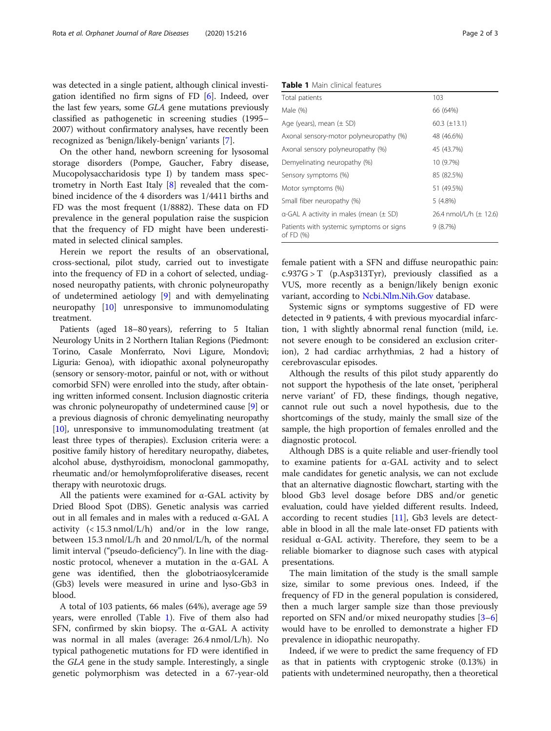was detected in a single patient, although clinical investigation identified no firm signs of FD [6]. Indeed, over the last few years, some *GLA* gene mutations previously classified as pathogenetic in screening studies (1995–2007) without confirmatory analyses, have recently been recognized as 'benign/likely-benign' variants [7].

On the other hand, newborn screening for lysosomal storage disorders (Pompe, Gaucher, Fabry disease, Mucopolysaccharidosis type I) by tandem mass spectrometry in North East Italy [8] revealed that the combined incidence of the 4 disorders was 1/4411 births and FD was the most frequent (1/8882). These data on FD prevalence in the general population raise the suspicion that the frequency of FD might have been underestimated in selected clinical samples.

Herein we report the results of an observational, cross-sectional, pilot study, carried out to investigate into the frequency of FD in a cohort of selected, undiagnosed neuropathy patients, with chronic polyneuropathy of undetermined aetiology [9] and with demyelinating neuropathy [10] unresponsive to immunomodulating treatment.

Patients (aged 18–80 years), referring to 5 Italian Neurology Units in 2 Northern Italian Regions (Piedmont: Torino, Casale Monferrato, Novi Ligure, Mondovì; Liguria: Genoa), with idiopathic axonal polyneuropathy (sensory or sensory-motor, painful or not, with or without comorbid SFN) were enrolled into the study, after obtaining written informed consent. Inclusion diagnostic criteria was chronic polyneuropathy of undetermined cause [9] or a previous diagnosis of chronic demyelinating neuropathy [10], unresponsive to immunomodulating treatment (at least three types of therapies). Exclusion criteria were: a positive family history of hereditary neuropathy, diabetes, alcohol abuse, dysthyroidism, monoclonal gammopathy, rheumatic and/or hemolymfoproliferative diseases, recent therapy with neurotoxic drugs.

All the patients were examined for α-GAL activity by Dried Blood Spot (DBS). Genetic analysis was carried out in all females and in males with a reduced α-GAL A activity (< 15.3 nmol/L/h) and/or in the low range, between 15.3 nmol/L/h and 20 nmol/L/h, of the normal limit interval ("pseudo-deficiency"). In line with the diagnostic protocol, whenever a mutation in the α-GAL A gene was identified, then the globotriaosylceramide (Gb3) levels were measured in urine and lyso-Gb3 in blood.

A total of 103 patients, 66 males (64%), average age 59 years, were enrolled (Table 1). Five of them also had SFN, confirmed by skin biopsy. The α-GAL A activity was normal in all males (average: 26.4 nmol/L/h). No typical pathogenetic mutations for FD were identified in the *GLA* gene in the study sample. Interestingly, a single genetic polymorphism was detected in a 67-year-old female patient with a SFN and diffuse neuropathic pain: c.937G > T (p.Asp313Tyr), previously classified as a VUS, more recently as a benign/likely benign exonic variant, according to Ncbi.Nlm.Nih.Gov database.

**Table 1** Main clinical features

| | |
|---|---|
| Total patients | 103 |
| Male (%) | 66 (64%) |
| Age (years), mean (± SD) | 60.3 (±13.1) |
| Axonal sensory-motor polyneuropathy (%) | 48 (46.6%) |
| Axonal sensory polyneuropathy (%) | 45 (43.7%) |
| Demyelinating neuropathy (%) | 10 (9.7%) |
| Sensory symptoms (%) | 85 (82.5%) |
| Motor symptoms (%) | 51 (49.5%) |
| Small fiber neuropathy (%) | 5 (4.8%) |
| α-GAL A activity in males (mean (± SD) | 26.4 nmol/L/h (± 12.6) |
| Patients with systemic symptoms or signs of FD (%) | 9 (8.7%) |

Systemic signs or symptoms suggestive of FD were detected in 9 patients, 4 with previous myocardial infarction, 1 with slightly abnormal renal function (mild, i.e. not severe enough to be considered an exclusion criterion), 2 had cardiac arrhythmias, 2 had a history of cerebrovascular episodes.

Although the results of this pilot study apparently do not support the hypothesis of the late onset, 'peripheral nerve variant' of FD, these findings, though negative, cannot rule out such a novel hypothesis, due to the shortcomings of the study, mainly the small size of the sample, the high proportion of females enrolled and the diagnostic protocol.

Although DBS is a quite reliable and user-friendly tool to examine patients for α-GAL activity and to select male candidates for genetic analysis, we can not exclude that an alternative diagnostic flowchart, starting with the blood Gb3 level dosage before DBS and/or genetic evaluation, could have yielded different results. Indeed, according to recent studies [11], Gb3 levels are detectable in blood in all the male late-onset FD patients with residual α-GAL activity. Therefore, they seem to be a reliable biomarker to diagnose such cases with atypical presentations.

The main limitation of the study is the small sample size, similar to some previous ones. Indeed, if the frequency of FD in the general population is considered, then a much larger sample size than those previously reported on SFN and/or mixed neuropathy studies [3–6] would have to be enrolled to demonstrate a higher FD prevalence in idiopathic neuropathy.

Indeed, if we were to predict the same frequency of FD as that in patients with cryptogenic stroke (0.13%) in patients with undetermined neuropathy, then a theoretical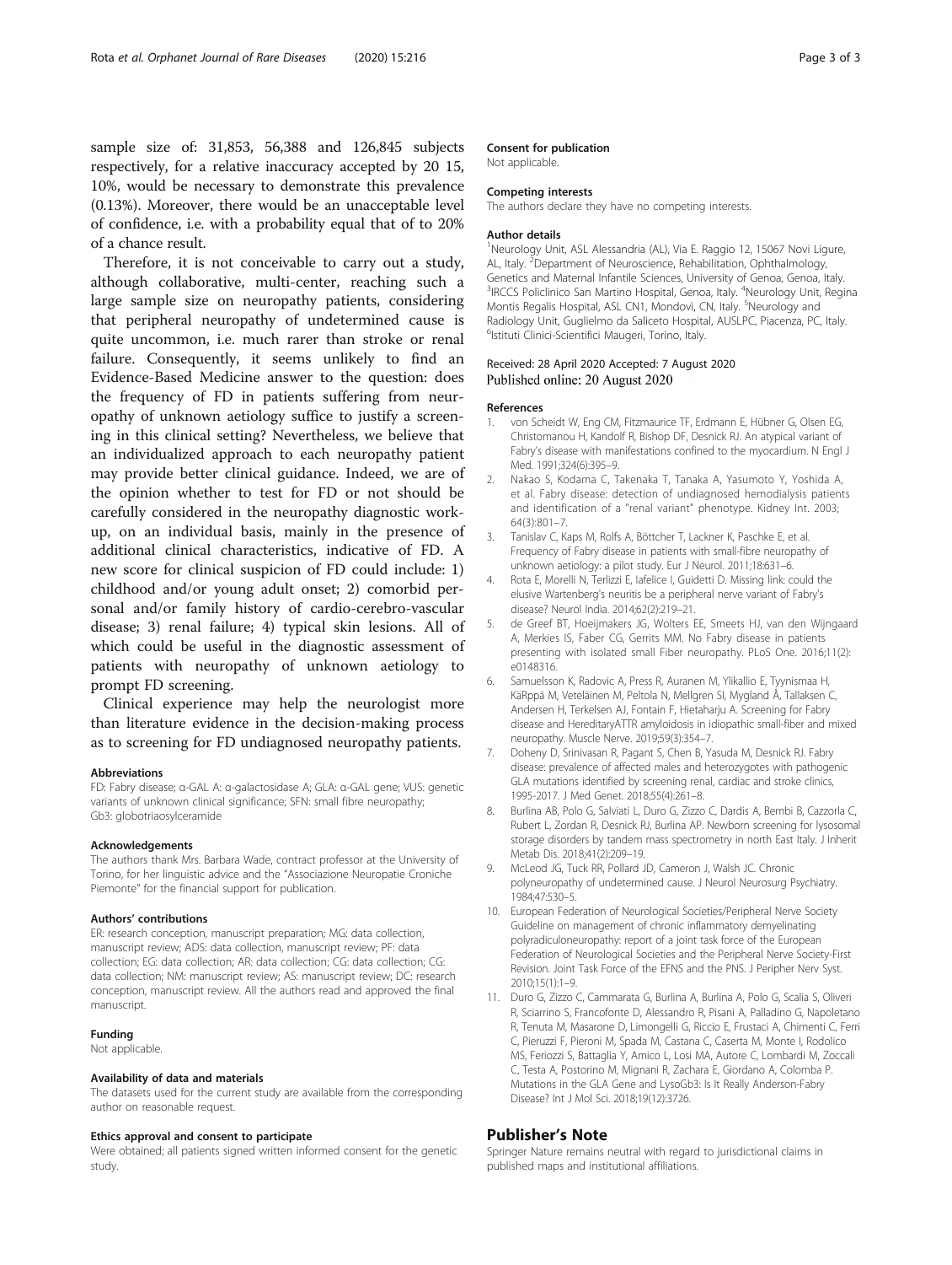sample size of: 31,853, 56,388 and 126,845 subjects respectively, for a relative inaccuracy accepted by 20 15, 10%, would be necessary to demonstrate this prevalence (0.13%). Moreover, there would be an unacceptable level of confidence, i.e. with a probability equal that of to 20% of a chance result.

Therefore, it is not conceivable to carry out a study, although collaborative, multi-center, reaching such a large sample size on neuropathy patients, considering that peripheral neuropathy of undetermined cause is quite uncommon, i.e. much rarer than stroke or renal failure. Consequently, it seems unlikely to find an Evidence-Based Medicine answer to the question: does the frequency of FD in patients suffering from neuropathy of unknown aetiology suffice to justify a screening in this clinical setting? Nevertheless, we believe that an individualized approach to each neuropathy patient may provide better clinical guidance. Indeed, we are of the opinion whether to test for FD or not should be carefully considered in the neuropathy diagnostic work-up, on an individual basis, mainly in the presence of additional clinical characteristics, indicative of FD. A new score for clinical suspicion of FD could include: 1) childhood and/or young adult onset; 2) comorbid personal and/or family history of cardio-cerebro-vascular disease; 3) renal failure; 4) typical skin lesions. All of which could be useful in the diagnostic assessment of patients with neuropathy of unknown aetiology to prompt FD screening.

Clinical experience may help the neurologist more than literature evidence in the decision-making process as to screening for FD undiagnosed neuropathy patients.

#### Abbreviations

FD: Fabry disease; α-GAL A: α-galactosidase A; GLA: α-GAL gene; VUS: genetic variants of unknown clinical significance; SFN: small fibre neuropathy; Gb3: globotriaosylceramide

#### Acknowledgements

The authors thank Mrs. Barbara Wade, contract professor at the University of Torino, for her linguistic advice and the "Associazione Neuropatie Croniche Piemonte" for the financial support for publication.

#### Authors' contributions

ER: research conception, manuscript preparation; MG: data collection, manuscript review; ADS: data collection, manuscript review; PF: data collection; EG: data collection; AR: data collection; CG: data collection; CG: data collection; NM: manuscript review; AS: manuscript review; DC: research conception, manuscript review. All the authors read and approved the final manuscript.

#### Funding

Not applicable.

#### Availability of data and materials

The datasets used for the current study are available from the corresponding author on reasonable request.

#### Ethics approval and consent to participate

Were obtained; all patients signed written informed consent for the genetic study.

#### Consent for publication

Not applicable.

#### Competing interests

The authors declare they have no competing interests.

#### Author details

[1]Neurology Unit, ASL Alessandria (AL), Via E. Raggio 12, 15067 Novi Ligure, AL, Italy. [2]Department of Neuroscience, Rehabilitation, Ophthalmology, Genetics and Maternal Infantile Sciences, University of Genoa, Genoa, Italy. [3]IRCCS Policlinico San Martino Hospital, Genoa, Italy. [4]Neurology Unit, Regina Montis Regalis Hospital, ASL CN1, Mondovì, CN, Italy. [5]Neurology and Radiology Unit, Guglielmo da Saliceto Hospital, AUSLPC, Piacenza, PC, Italy. [6]Istituti Clinici-Scientifici Maugeri, Torino, Italy.

Received: 28 April 2020 Accepted: 7 August 2020
Published online: 20 August 2020

#### References

1. von Scheidt W, Eng CM, Fitzmaurice TF, Erdmann E, Hübner G, Olsen EG, Christomanou H, Kandolf R, Bishop DF, Desnick RJ. An atypical variant of Fabry's disease with manifestations confined to the myocardium. N Engl J Med. 1991;324(6):395–9.
2. Nakao S, Kodama C, Takenaka T, Tanaka A, Yasumoto Y, Yoshida A, et al. Fabry disease: detection of undiagnosed hemodialysis patients and identification of a "renal variant" phenotype. Kidney Int. 2003; 64(3):801–7.
3. Tanislav C, Kaps M, Rolfs A, Böttcher T, Lackner K, Paschke E, et al. Frequency of Fabry disease in patients with small-fibre neuropathy of unknown aetiology: a pilot study. Eur J Neurol. 2011;18:631–6.
4. Rota E, Morelli N, Terlizzi E, Iafelice I, Guidetti D. Missing link: could the elusive Wartenberg's neuritis be a peripheral nerve variant of Fabry's disease? Neurol India. 2014;62(2):219–21.
5. de Greef BT, Hoeijmakers JG, Wolters EE, Smeets HJ, van den Wijngaard A, Merkies IS, Faber CG, Gerrits MM. No Fabry disease in patients presenting with isolated small Fiber neuropathy. PLoS One. 2016;11(2): e0148316.
6. Samuelsson K, Radovic A, Press R, Auranen M, Ylikallio E, Tyynismaa H, KäRppä M, Veteläinen M, Peltola N, Mellgren SI, Mygland Å, Tallaksen C, Andersen H, Terkelsen AJ, Fontain F, Hietaharju A. Screening for Fabry disease and HereditaryATTR amyloidosis in idiopathic small-fiber and mixed neuropathy. Muscle Nerve. 2019;59(3):354–7.
7. Doheny D, Srinivasan R, Pagant S, Chen B, Yasuda M, Desnick RJ. Fabry disease: prevalence of affected males and heterozygotes with pathogenic GLA mutations identified by screening renal, cardiac and stroke clinics, 1995-2017. J Med Genet. 2018;55(4):261–8.
8. Burlina AB, Polo G, Salviati L, Duro G, Zizzo C, Dardis A, Bembi B, Cazzorla C, Rubert L, Zordan R, Desnick RJ, Burlina AP. Newborn screening for lysosomal storage disorders by tandem mass spectrometry in north East Italy. J Inherit Metab Dis. 2018;41(2):209–19.
9. McLeod JG, Tuck RR, Pollard JD, Cameron J, Walsh JC. Chronic polyneuropathy of undetermined cause. J Neurol Neurosurg Psychiatry. 1984;47:530–5.
10. European Federation of Neurological Societies/Peripheral Nerve Society Guideline on management of chronic inflammatory demyelinating polyradiculoneuropathy: report of a joint task force of the European Federation of Neurological Societies and the Peripheral Nerve Society-First Revision. Joint Task Force of the EFNS and the PNS. J Peripher Nerv Syst. 2010;15(1):1–9.
11. Duro G, Zizzo C, Cammarata G, Burlina A, Burlina A, Polo G, Scalia S, Oliveri R, Sciarrino S, Francofonte D, Alessandro R, Pisani A, Palladino G, Napoletano R, Tenuta M, Masarone D, Limongelli G, Riccio E, Frustaci A, Chimenti C, Ferri C, Pieruzzi F, Pieroni M, Spada M, Castana C, Caserta M, Monte I, Rodolico MS, Feriozzi S, Battaglia Y, Amico L, Losi MA, Autore C, Lombardi M, Zoccali C, Testa A, Postorino M, Mignani R, Zachara E, Giordano A, Colomba P. Mutations in the GLA Gene and LysoGb3: Is It Really Anderson-Fabry Disease? Int J Mol Sci. 2018;19(12):3726.

## Publisher's Note

Springer Nature remains neutral with regard to jurisdictional claims in published maps and institutional affiliations.